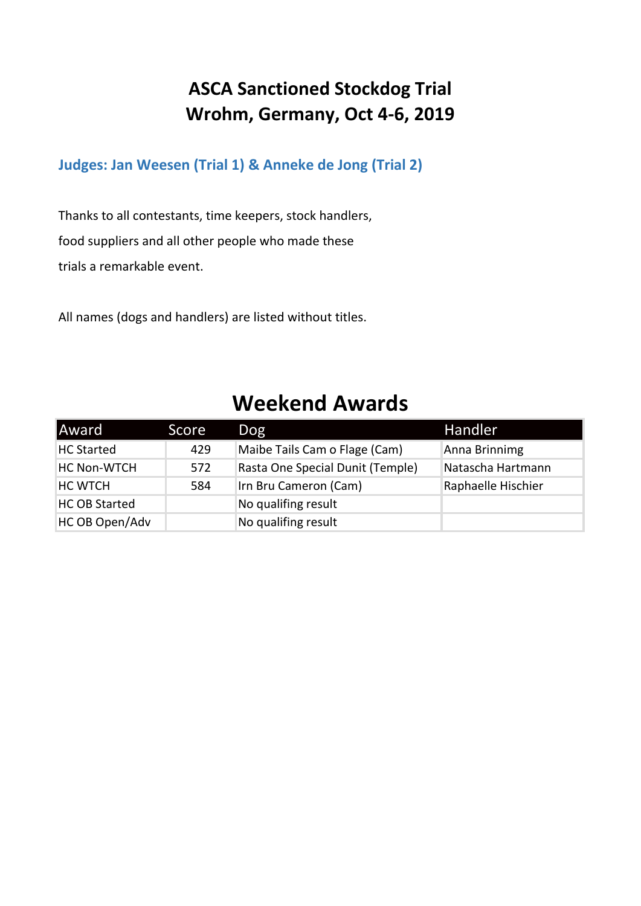# ASCA Sanctioned Stockdog Trial
# Wrohm, Germany, Oct 4-6, 2019

### Judges: Jan Weesen (Trial 1) & Anneke de Jong (Trial 2)

Thanks to all contestants, time keepers, stock handlers, food suppliers and all other people who made these trials a remarkable event.

All names (dogs and handlers) are listed without titles.

## Weekend Awards

| Award | Score | Dog | Handler |
|---|---|---|---|
| HC Started | 429 | Maibe Tails Cam o Flage (Cam) | Anna Brinnimg |
| HC Non-WTCH | 572 | Rasta One Special Dunit (Temple) | Natascha Hartmann |
| HC WTCH | 584 | Irn Bru Cameron (Cam) | Raphaelle Hischier |
| HC OB Started | | No qualifing result | |
| HC OB Open/Adv | | No qualifing result | |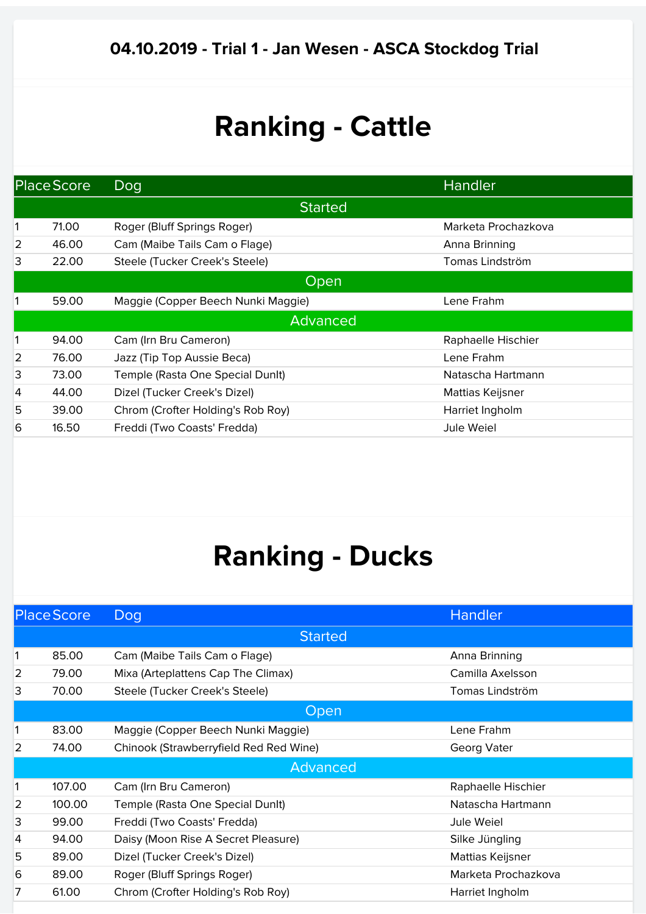### 04.10.2019 - Trial 1 - Jan Wesen - ASCA Stockdog Trial

# Ranking - Cattle

| Place | Score | Dog | Handler |
|---|---|---|---|
| **Started** | | | |
| 1 | 71.00 | Roger (Bluff Springs Roger) | Marketa Prochazkova |
| 2 | 46.00 | Cam (Maibe Tails Cam o Flage) | Anna Brinning |
| 3 | 22.00 | Steele (Tucker Creek's Steele) | Tomas Lindström |
| **Open** | | | |
| 1 | 59.00 | Maggie (Copper Beech Nunki Maggie) | Lene Frahm |
| **Advanced** | | | |
| 1 | 94.00 | Cam (Irn Bru Cameron) | Raphaelle Hischier |
| 2 | 76.00 | Jazz (Tip Top Aussie Beca) | Lene Frahm |
| 3 | 73.00 | Temple (Rasta One Special DunIt) | Natascha Hartmann |
| 4 | 44.00 | Dizel (Tucker Creek's Dizel) | Mattias Keijsner |
| 5 | 39.00 | Chrom (Crofter Holding's Rob Roy) | Harriet Ingholm |
| 6 | 16.50 | Freddi (Two Coasts' Fredda) | Jule Weiel |

# Ranking - Ducks

| Place | Score | Dog | Handler |
|---|---|---|---|
| **Started** | | | |
| 1 | 85.00 | Cam (Maibe Tails Cam o Flage) | Anna Brinning |
| 2 | 79.00 | Mixa (Arteplattens Cap The Climax) | Camilla Axelsson |
| 3 | 70.00 | Steele (Tucker Creek's Steele) | Tomas Lindström |
| **Open** | | | |
| 1 | 83.00 | Maggie (Copper Beech Nunki Maggie) | Lene Frahm |
| 2 | 74.00 | Chinook (Strawberryfield Red Red Wine) | Georg Vater |
| **Advanced** | | | |
| 1 | 107.00 | Cam (Irn Bru Cameron) | Raphaelle Hischier |
| 2 | 100.00 | Temple (Rasta One Special DunIt) | Natascha Hartmann |
| 3 | 99.00 | Freddi (Two Coasts' Fredda) | Jule Weiel |
| 4 | 94.00 | Daisy (Moon Rise A Secret Pleasure) | Silke Jüngling |
| 5 | 89.00 | Dizel (Tucker Creek's Dizel) | Mattias Keijsner |
| 6 | 89.00 | Roger (Bluff Springs Roger) | Marketa Prochazkova |
| 7 | 61.00 | Chrom (Crofter Holding's Rob Roy) | Harriet Ingholm |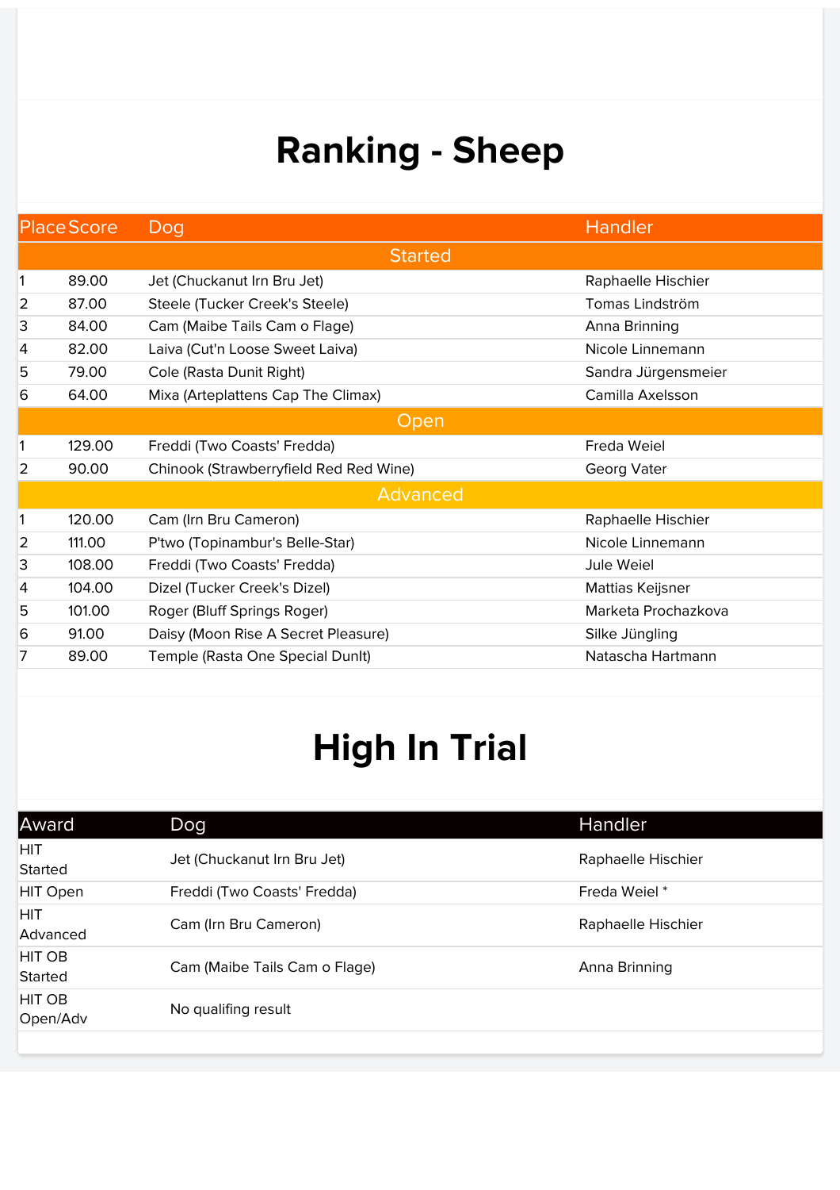# Ranking - Sheep

| Place | Score | Dog | Handler |
|---|---|---|---|
| **Started** | | | |
| 1 | 89.00 | Jet (Chuckanut Irn Bru Jet) | Raphaelle Hischier |
| 2 | 87.00 | Steele (Tucker Creek's Steele) | Tomas Lindström |
| 3 | 84.00 | Cam (Maibe Tails Cam o Flage) | Anna Brinning |
| 4 | 82.00 | Laiva (Cut'n Loose Sweet Laiva) | Nicole Linnemann |
| 5 | 79.00 | Cole (Rasta Dunit Right) | Sandra Jürgensmeier |
| 6 | 64.00 | Mixa (Arteplattens Cap The Climax) | Camilla Axelsson |
| **Open** | | | |
| 1 | 129.00 | Freddi (Two Coasts' Fredda) | Freda Weiel |
| 2 | 90.00 | Chinook (Strawberryfield Red Red Wine) | Georg Vater |
| **Advanced** | | | |
| 1 | 120.00 | Cam (Irn Bru Cameron) | Raphaelle Hischier |
| 2 | 111.00 | P'two (Topinambur's Belle-Star) | Nicole Linnemann |
| 3 | 108.00 | Freddi (Two Coasts' Fredda) | Jule Weiel |
| 4 | 104.00 | Dizel (Tucker Creek's Dizel) | Mattias Keijsner |
| 5 | 101.00 | Roger (Bluff Springs Roger) | Marketa Prochazkova |
| 6 | 91.00 | Daisy (Moon Rise A Secret Pleasure) | Silke Jüngling |
| 7 | 89.00 | Temple (Rasta One Special Dunlt) | Natascha Hartmann |

# High In Trial

| Award | Dog | Handler |
|---|---|---|
| HIT Started | Jet (Chuckanut Irn Bru Jet) | Raphaelle Hischier |
| HIT Open | Freddi (Two Coasts' Fredda) | Freda Weiel * |
| HIT Advanced | Cam (Irn Bru Cameron) | Raphaelle Hischier |
| HIT OB Started | Cam (Maibe Tails Cam o Flage) | Anna Brinning |
| HIT OB Open/Adv | No qualifing result | |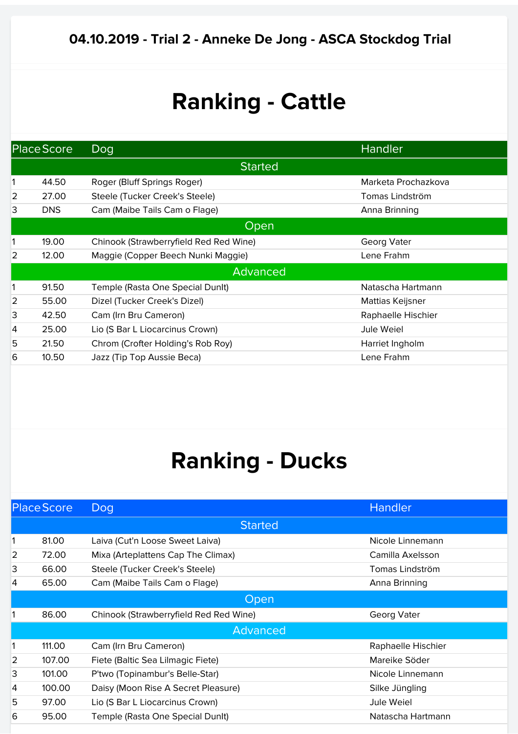### 04.10.2019 - Trial 2 - Anneke De Jong - ASCA Stockdog Trial

# Ranking - Cattle

| Place | Score | Dog | Handler |
|---|---|---|---|
| | | **Started** | |
| 1 | 44.50 | Roger (Bluff Springs Roger) | Marketa Prochazkova |
| 2 | 27.00 | Steele (Tucker Creek's Steele) | Tomas Lindström |
| 3 | DNS | Cam (Maibe Tails Cam o Flage) | Anna Brinning |
| | | **Open** | |
| 1 | 19.00 | Chinook (Strawberryfield Red Red Wine) | Georg Vater |
| 2 | 12.00 | Maggie (Copper Beech Nunki Maggie) | Lene Frahm |
| | | **Advanced** | |
| 1 | 91.50 | Temple (Rasta One Special DunIt) | Natascha Hartmann |
| 2 | 55.00 | Dizel (Tucker Creek's Dizel) | Mattias Keijsner |
| 3 | 42.50 | Cam (Irn Bru Cameron) | Raphaelle Hischier |
| 4 | 25.00 | Lio (S Bar L Liocarcinus Crown) | Jule Weiel |
| 5 | 21.50 | Chrom (Crofter Holding's Rob Roy) | Harriet Ingholm |
| 6 | 10.50 | Jazz (Tip Top Aussie Beca) | Lene Frahm |

# Ranking - Ducks

| Place | Score | Dog | Handler |
|---|---|---|---|
| | | **Started** | |
| 1 | 81.00 | Laiva (Cut'n Loose Sweet Laiva) | Nicole Linnemann |
| 2 | 72.00 | Mixa (Arteplattens Cap The Climax) | Camilla Axelsson |
| 3 | 66.00 | Steele (Tucker Creek's Steele) | Tomas Lindström |
| 4 | 65.00 | Cam (Maibe Tails Cam o Flage) | Anna Brinning |
| | | **Open** | |
| 1 | 86.00 | Chinook (Strawberryfield Red Red Wine) | Georg Vater |
| | | **Advanced** | |
| 1 | 111.00 | Cam (Irn Bru Cameron) | Raphaelle Hischier |
| 2 | 107.00 | Fiete (Baltic Sea Lilmagic Fiete) | Mareike Söder |
| 3 | 101.00 | P'two (Topinambur's Belle-Star) | Nicole Linnemann |
| 4 | 100.00 | Daisy (Moon Rise A Secret Pleasure) | Silke Jüngling |
| 5 | 97.00 | Lio (S Bar L Liocarcinus Crown) | Jule Weiel |
| 6 | 95.00 | Temple (Rasta One Special DunIt) | Natascha Hartmann |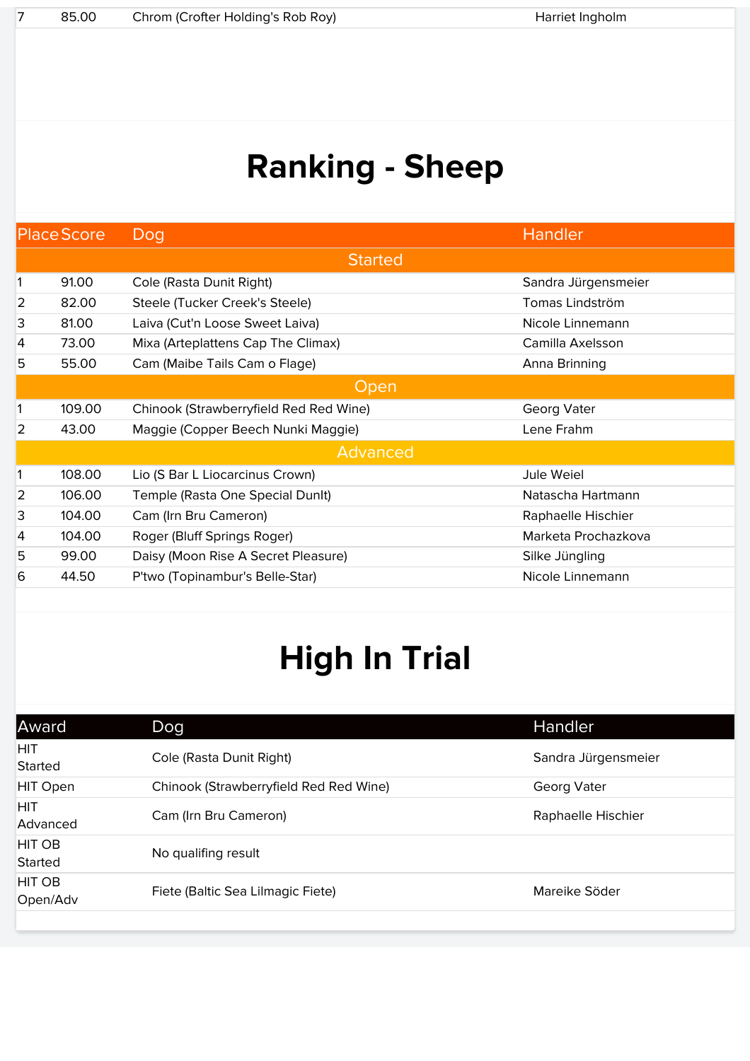| 7 | 85.00 | Chrom (Crofter Holding's Rob Roy) | Harriet Ingholm |
|---|---|---|---|

# Ranking - Sheep

| Place | Score | Dog | Handler |
|---|---|---|---|
| **Started** | | | |
| 1 | 91.00 | Cole (Rasta Dunit Right) | Sandra Jürgensmeier |
| 2 | 82.00 | Steele (Tucker Creek's Steele) | Tomas Lindström |
| 3 | 81.00 | Laiva (Cut'n Loose Sweet Laiva) | Nicole Linnemann |
| 4 | 73.00 | Mixa (Arteplattens Cap The Climax) | Camilla Axelsson |
| 5 | 55.00 | Cam (Maibe Tails Cam o Flage) | Anna Brinning |
| **Open** | | | |
| 1 | 109.00 | Chinook (Strawberryfield Red Red Wine) | Georg Vater |
| 2 | 43.00 | Maggie (Copper Beech Nunki Maggie) | Lene Frahm |
| **Advanced** | | | |
| 1 | 108.00 | Lio (S Bar L Liocarcinus Crown) | Jule Weiel |
| 2 | 106.00 | Temple (Rasta One Special Dunlt) | Natascha Hartmann |
| 3 | 104.00 | Cam (Irn Bru Cameron) | Raphaelle Hischier |
| 4 | 104.00 | Roger (Bluff Springs Roger) | Marketa Prochazkova |
| 5 | 99.00 | Daisy (Moon Rise A Secret Pleasure) | Silke Jüngling |
| 6 | 44.50 | P'two (Topinambur's Belle-Star) | Nicole Linnemann |

# High In Trial

| Award | Dog | Handler |
|---|---|---|
| HIT Started | Cole (Rasta Dunit Right) | Sandra Jürgensmeier |
| HIT Open | Chinook (Strawberryfield Red Red Wine) | Georg Vater |
| HIT Advanced | Cam (Irn Bru Cameron) | Raphaelle Hischier |
| HIT OB Started | No qualifing result | |
| HIT OB Open/Adv | Fiete (Baltic Sea Lilmagic Fiete) | Mareike Söder |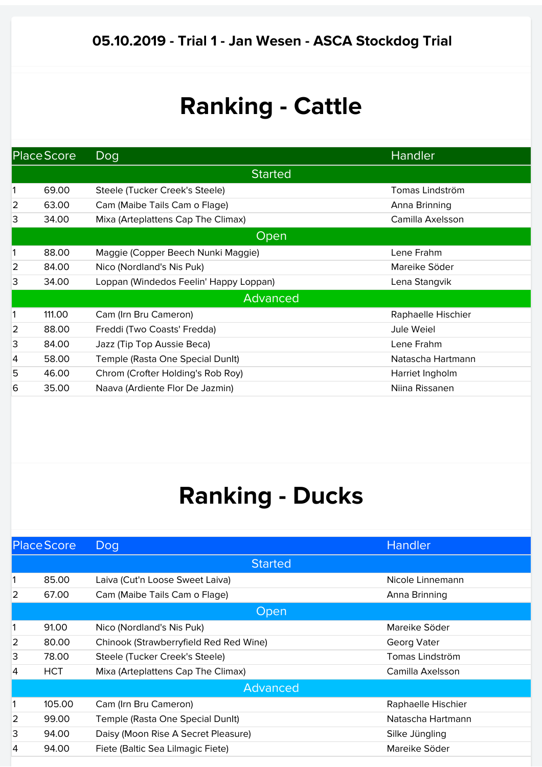### 05.10.2019 - Trial 1 - Jan Wesen - ASCA Stockdog Trial

# Ranking - Cattle

| Place | Score | Dog | Handler |
|---|---|---|---|
| **Started** | | | |
| 1 | 69.00 | Steele (Tucker Creek's Steele) | Tomas Lindström |
| 2 | 63.00 | Cam (Maibe Tails Cam o Flage) | Anna Brinning |
| 3 | 34.00 | Mixa (Arteplattens Cap The Climax) | Camilla Axelsson |
| **Open** | | | |
| 1 | 88.00 | Maggie (Copper Beech Nunki Maggie) | Lene Frahm |
| 2 | 84.00 | Nico (Nordland's Nis Puk) | Mareike Söder |
| 3 | 34.00 | Loppan (Windedos Feelin' Happy Loppan) | Lena Stangvik |
| **Advanced** | | | |
| 1 | 111.00 | Cam (Irn Bru Cameron) | Raphaelle Hischier |
| 2 | 88.00 | Freddi (Two Coasts' Fredda) | Jule Weiel |
| 3 | 84.00 | Jazz (Tip Top Aussie Beca) | Lene Frahm |
| 4 | 58.00 | Temple (Rasta One Special DunIt) | Natascha Hartmann |
| 5 | 46.00 | Chrom (Crofter Holding's Rob Roy) | Harriet Ingholm |
| 6 | 35.00 | Naava (Ardiente Flor De Jazmin) | Niina Rissanen |

# Ranking - Ducks

| Place | Score | Dog | Handler |
|---|---|---|---|
| **Started** | | | |
| 1 | 85.00 | Laiva (Cut'n Loose Sweet Laiva) | Nicole Linnemann |
| 2 | 67.00 | Cam (Maibe Tails Cam o Flage) | Anna Brinning |
| **Open** | | | |
| 1 | 91.00 | Nico (Nordland's Nis Puk) | Mareike Söder |
| 2 | 80.00 | Chinook (Strawberryfield Red Red Wine) | Georg Vater |
| 3 | 78.00 | Steele (Tucker Creek's Steele) | Tomas Lindström |
| 4 | HCT | Mixa (Arteplattens Cap The Climax) | Camilla Axelsson |
| **Advanced** | | | |
| 1 | 105.00 | Cam (Irn Bru Cameron) | Raphaelle Hischier |
| 2 | 99.00 | Temple (Rasta One Special DunIt) | Natascha Hartmann |
| 3 | 94.00 | Daisy (Moon Rise A Secret Pleasure) | Silke Jüngling |
| 4 | 94.00 | Fiete (Baltic Sea Lilmagic Fiete) | Mareike Söder |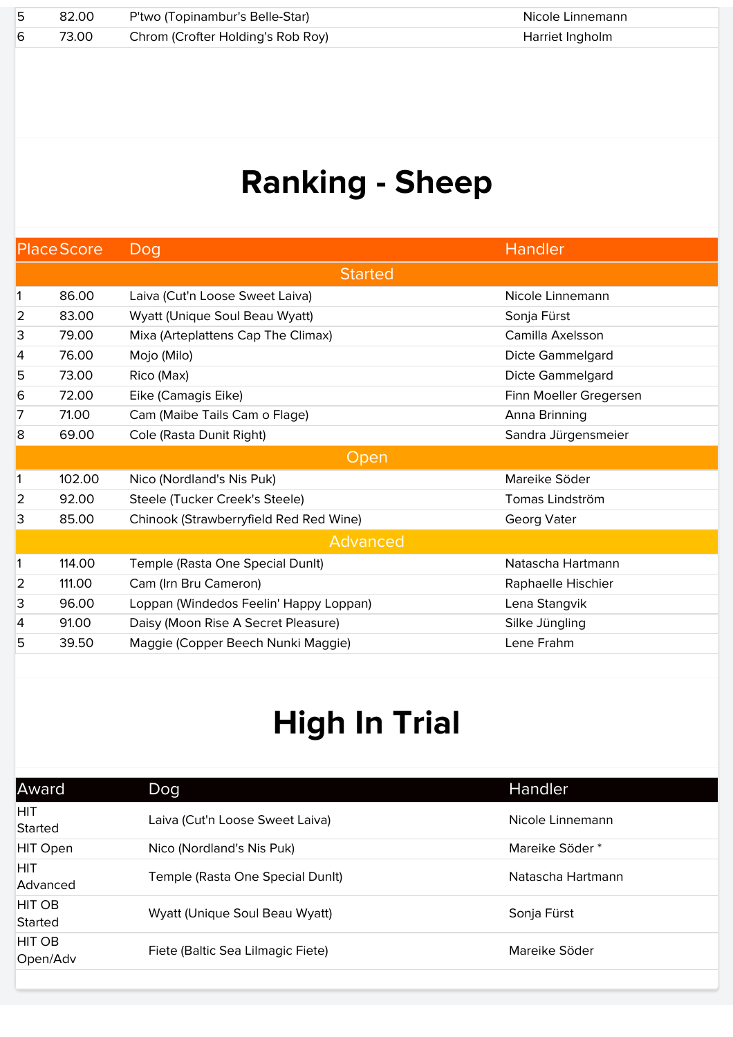| 5 | 82.00 | P'two (Topinambur's Belle-Star) | Nicole Linnemann |
|---|---|---|---|
| 6 | 73.00 | Chrom (Crofter Holding's Rob Roy) | Harriet Ingholm |

# Ranking - Sheep

| Place | Score | Dog | Handler |
|---|---|---|---|
| **Started** | | | |
| 1 | 86.00 | Laiva (Cut'n Loose Sweet Laiva) | Nicole Linnemann |
| 2 | 83.00 | Wyatt (Unique Soul Beau Wyatt) | Sonja Fürst |
| 3 | 79.00 | Mixa (Arteplattens Cap The Climax) | Camilla Axelsson |
| 4 | 76.00 | Mojo (Milo) | Dicte Gammelgard |
| 5 | 73.00 | Rico (Max) | Dicte Gammelgard |
| 6 | 72.00 | Eike (Camagis Eike) | Finn Moeller Gregersen |
| 7 | 71.00 | Cam (Maibe Tails Cam o Flage) | Anna Brinning |
| 8 | 69.00 | Cole (Rasta Dunit Right) | Sandra Jürgensmeier |
| **Open** | | | |
| 1 | 102.00 | Nico (Nordland's Nis Puk) | Mareike Söder |
| 2 | 92.00 | Steele (Tucker Creek's Steele) | Tomas Lindström |
| 3 | 85.00 | Chinook (Strawberryfield Red Red Wine) | Georg Vater |
| **Advanced** | | | |
| 1 | 114.00 | Temple (Rasta One Special DunIt) | Natascha Hartmann |
| 2 | 111.00 | Cam (Irn Bru Cameron) | Raphaelle Hischier |
| 3 | 96.00 | Loppan (Windedos Feelin' Happy Loppan) | Lena Stangvik |
| 4 | 91.00 | Daisy (Moon Rise A Secret Pleasure) | Silke Jüngling |
| 5 | 39.50 | Maggie (Copper Beech Nunki Maggie) | Lene Frahm |

# High In Trial

| Award | Dog | Handler |
|---|---|---|
| HIT Started | Laiva (Cut'n Loose Sweet Laiva) | Nicole Linnemann |
| HIT Open | Nico (Nordland's Nis Puk) | Mareike Söder * |
| HIT Advanced | Temple (Rasta One Special DunIt) | Natascha Hartmann |
| HIT OB Started | Wyatt (Unique Soul Beau Wyatt) | Sonja Fürst |
| HIT OB Open/Adv | Fiete (Baltic Sea Lilmagic Fiete) | Mareike Söder |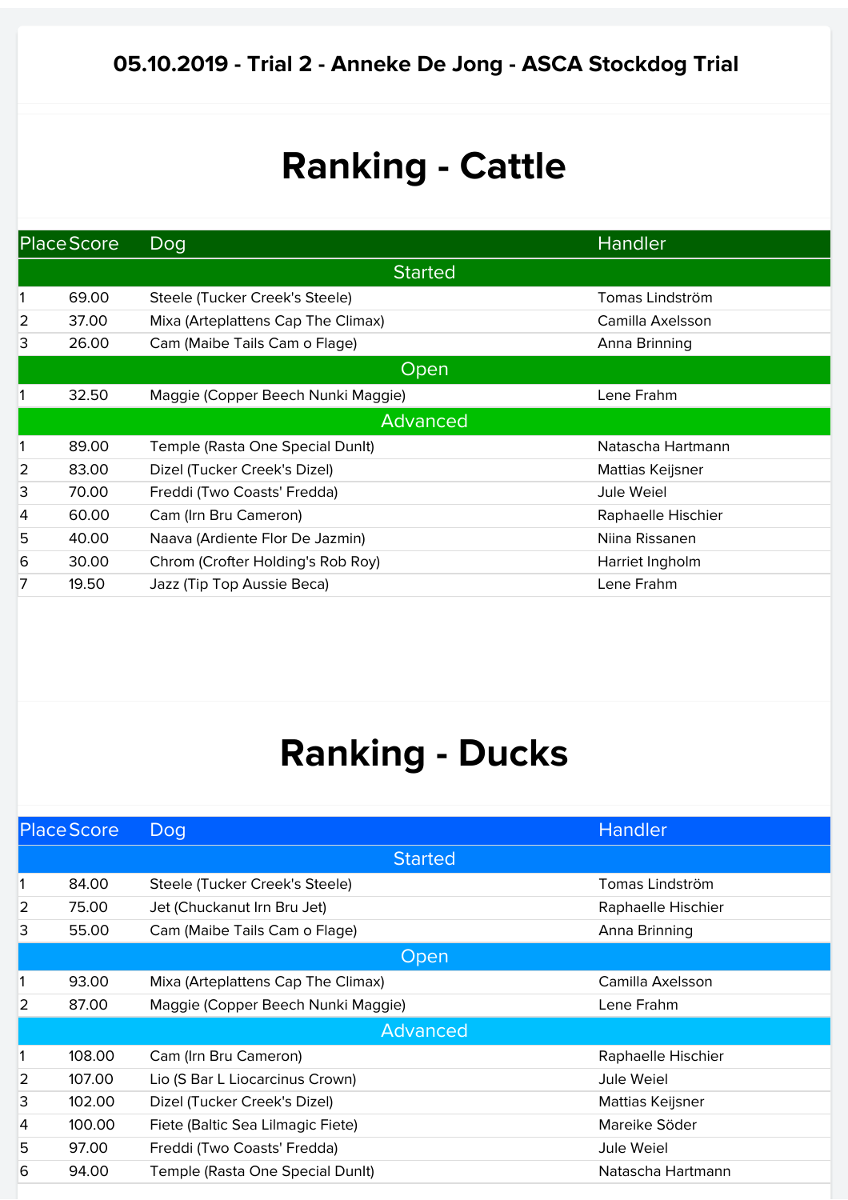**05.10.2019 - Trial 2 - Anneke De Jong - ASCA Stockdog Trial**

# Ranking - Cattle

| Place | Score | Dog | Handler |
|---|---|---|---|
| **Started** | | | |
| 1 | 69.00 | Steele (Tucker Creek's Steele) | Tomas Lindström |
| 2 | 37.00 | Mixa (Arteplattens Cap The Climax) | Camilla Axelsson |
| 3 | 26.00 | Cam (Maibe Tails Cam o Flage) | Anna Brinning |
| **Open** | | | |
| 1 | 32.50 | Maggie (Copper Beech Nunki Maggie) | Lene Frahm |
| **Advanced** | | | |
| 1 | 89.00 | Temple (Rasta One Special DunIt) | Natascha Hartmann |
| 2 | 83.00 | Dizel (Tucker Creek's Dizel) | Mattias Keijsner |
| 3 | 70.00 | Freddi (Two Coasts' Fredda) | Jule Weiel |
| 4 | 60.00 | Cam (Irn Bru Cameron) | Raphaelle Hischier |
| 5 | 40.00 | Naava (Ardiente Flor De Jazmin) | Niina Rissanen |
| 6 | 30.00 | Chrom (Crofter Holding's Rob Roy) | Harriet Ingholm |
| 7 | 19.50 | Jazz (Tip Top Aussie Beca) | Lene Frahm |

# Ranking - Ducks

| Place | Score | Dog | Handler |
|---|---|---|---|
| **Started** | | | |
| 1 | 84.00 | Steele (Tucker Creek's Steele) | Tomas Lindström |
| 2 | 75.00 | Jet (Chuckanut Irn Bru Jet) | Raphaelle Hischier |
| 3 | 55.00 | Cam (Maibe Tails Cam o Flage) | Anna Brinning |
| **Open** | | | |
| 1 | 93.00 | Mixa (Arteplattens Cap The Climax) | Camilla Axelsson |
| 2 | 87.00 | Maggie (Copper Beech Nunki Maggie) | Lene Frahm |
| **Advanced** | | | |
| 1 | 108.00 | Cam (Irn Bru Cameron) | Raphaelle Hischier |
| 2 | 107.00 | Lio (S Bar L Liocarcinus Crown) | Jule Weiel |
| 3 | 102.00 | Dizel (Tucker Creek's Dizel) | Mattias Keijsner |
| 4 | 100.00 | Fiete (Baltic Sea Lilmagic Fiete) | Mareike Söder |
| 5 | 97.00 | Freddi (Two Coasts' Fredda) | Jule Weiel |
| 6 | 94.00 | Temple (Rasta One Special DunIt) | Natascha Hartmann |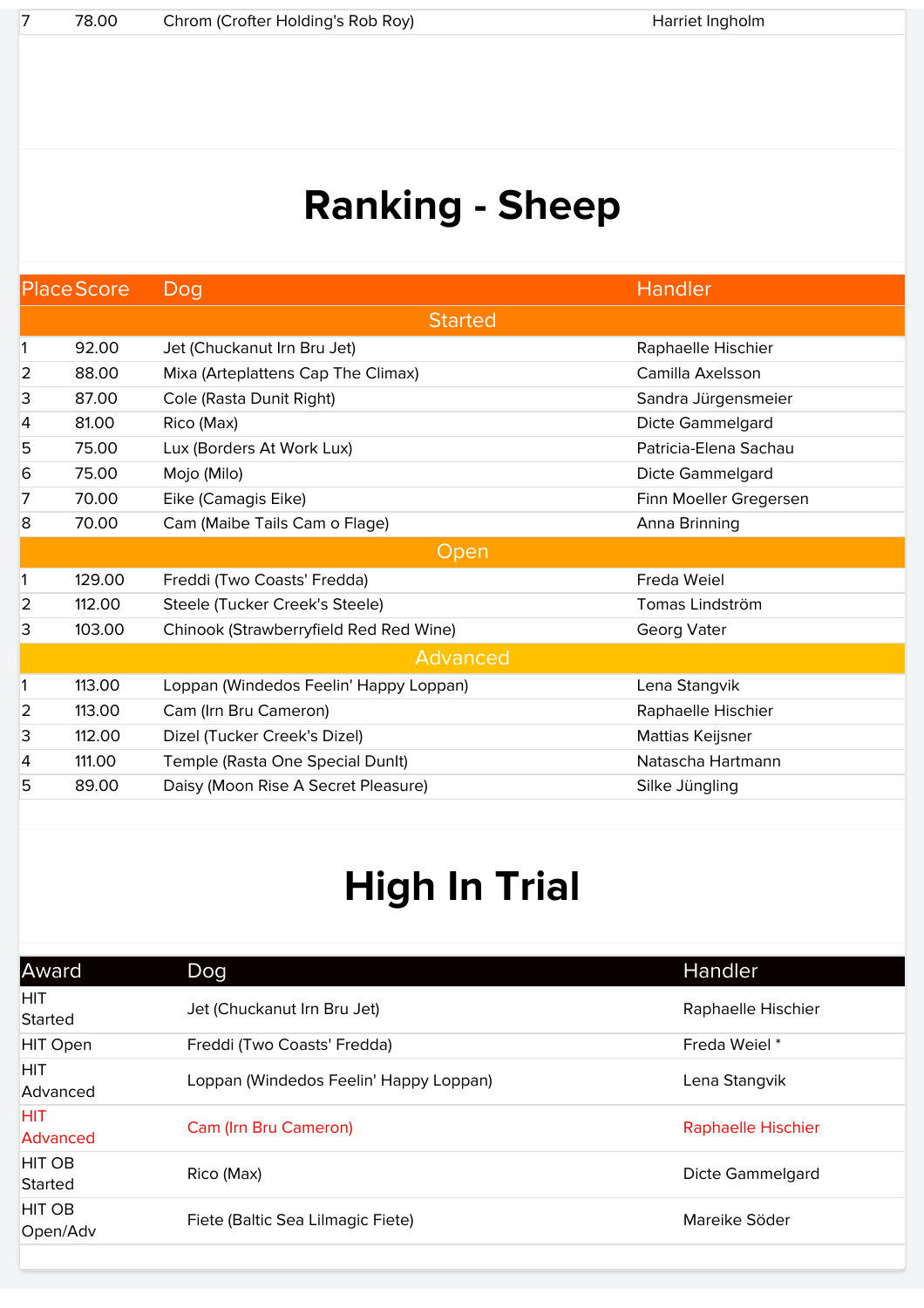| 7 | 78.00 | Chrom (Crofter Holding's Rob Roy) | Harriet Ingholm |
|---|---|---|---|

# Ranking - Sheep

| Place | Score | Dog | Handler |
|---|---|---|---|
| Started | | | |
| 1 | 92.00 | Jet (Chuckanut Irn Bru Jet) | Raphaelle Hischier |
| 2 | 88.00 | Mixa (Arteplattens Cap The Climax) | Camilla Axelsson |
| 3 | 87.00 | Cole (Rasta Dunit Right) | Sandra Jürgensmeier |
| 4 | 81.00 | Rico (Max) | Dicte Gammelgard |
| 5 | 75.00 | Lux (Borders At Work Lux) | Patricia-Elena Sachau |
| 6 | 75.00 | Mojo (Milo) | Dicte Gammelgard |
| 7 | 70.00 | Eike (Camagis Eike) | Finn Moeller Gregersen |
| 8 | 70.00 | Cam (Maibe Tails Cam o Flage) | Anna Brinning |
| Open | | | |
| 1 | 129.00 | Freddi (Two Coasts' Fredda) | Freda Weiel |
| 2 | 112.00 | Steele (Tucker Creek's Steele) | Tomas Lindström |
| 3 | 103.00 | Chinook (Strawberryfield Red Red Wine) | Georg Vater |
| Advanced | | | |
| 1 | 113.00 | Loppan (Windedos Feelin' Happy Loppan) | Lena Stangvik |
| 2 | 113.00 | Cam (Irn Bru Cameron) | Raphaelle Hischier |
| 3 | 112.00 | Dizel (Tucker Creek's Dizel) | Mattias Keijsner |
| 4 | 111.00 | Temple (Rasta One Special DunIt) | Natascha Hartmann |
| 5 | 89.00 | Daisy (Moon Rise A Secret Pleasure) | Silke Jüngling |

# High In Trial

| Award | Dog | Handler |
|---|---|---|
| HIT Started | Jet (Chuckanut Irn Bru Jet) | Raphaelle Hischier |
| HIT Open | Freddi (Two Coasts' Fredda) | Freda Weiel * |
| HIT Advanced | Loppan (Windedos Feelin' Happy Loppan) | Lena Stangvik |
| HIT Advanced | Cam (Irn Bru Cameron) | Raphaelle Hischier |
| HIT OB Started | Rico (Max) | Dicte Gammelgard |
| HIT OB Open/Adv | Fiete (Baltic Sea Lilmagic Fiete) | Mareike Söder |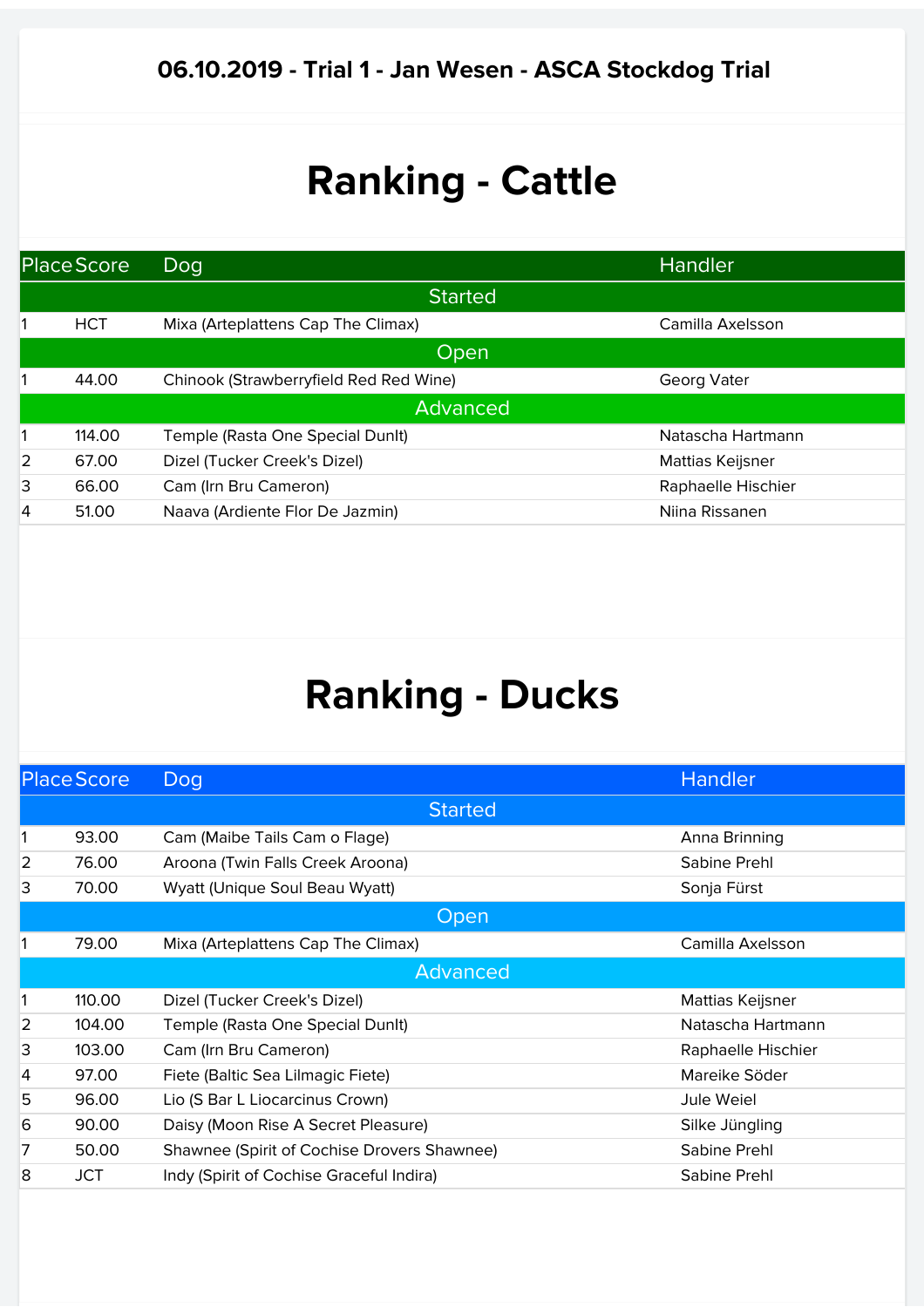**06.10.2019 - Trial 1 - Jan Wesen - ASCA Stockdog Trial**

# Ranking - Cattle

| Place | Score | Dog | Handler |
|---|---|---|---|
| **Started** | | | |
| 1 | HCT | Mixa (Arteplattens Cap The Climax) | Camilla Axelsson |
| **Open** | | | |
| 1 | 44.00 | Chinook (Strawberryfield Red Red Wine) | Georg Vater |
| **Advanced** | | | |
| 1 | 114.00 | Temple (Rasta One Special DunIt) | Natascha Hartmann |
| 2 | 67.00 | Dizel (Tucker Creek's Dizel) | Mattias Keijsner |
| 3 | 66.00 | Cam (Irn Bru Cameron) | Raphaelle Hischier |
| 4 | 51.00 | Naava (Ardiente Flor De Jazmin) | Niina Rissanen |

# Ranking - Ducks

| Place | Score | Dog | Handler |
|---|---|---|---|
| **Started** | | | |
| 1 | 93.00 | Cam (Maibe Tails Cam o Flage) | Anna Brinning |
| 2 | 76.00 | Aroona (Twin Falls Creek Aroona) | Sabine Prehl |
| 3 | 70.00 | Wyatt (Unique Soul Beau Wyatt) | Sonja Fürst |
| **Open** | | | |
| 1 | 79.00 | Mixa (Arteplattens Cap The Climax) | Camilla Axelsson |
| **Advanced** | | | |
| 1 | 110.00 | Dizel (Tucker Creek's Dizel) | Mattias Keijsner |
| 2 | 104.00 | Temple (Rasta One Special DunIt) | Natascha Hartmann |
| 3 | 103.00 | Cam (Irn Bru Cameron) | Raphaelle Hischier |
| 4 | 97.00 | Fiete (Baltic Sea Lilmagic Fiete) | Mareike Söder |
| 5 | 96.00 | Lio (S Bar L Liocarcinus Crown) | Jule Weiel |
| 6 | 90.00 | Daisy (Moon Rise A Secret Pleasure) | Silke Jüngling |
| 7 | 50.00 | Shawnee (Spirit of Cochise Drovers Shawnee) | Sabine Prehl |
| 8 | JCT | Indy (Spirit of Cochise Graceful Indira) | Sabine Prehl |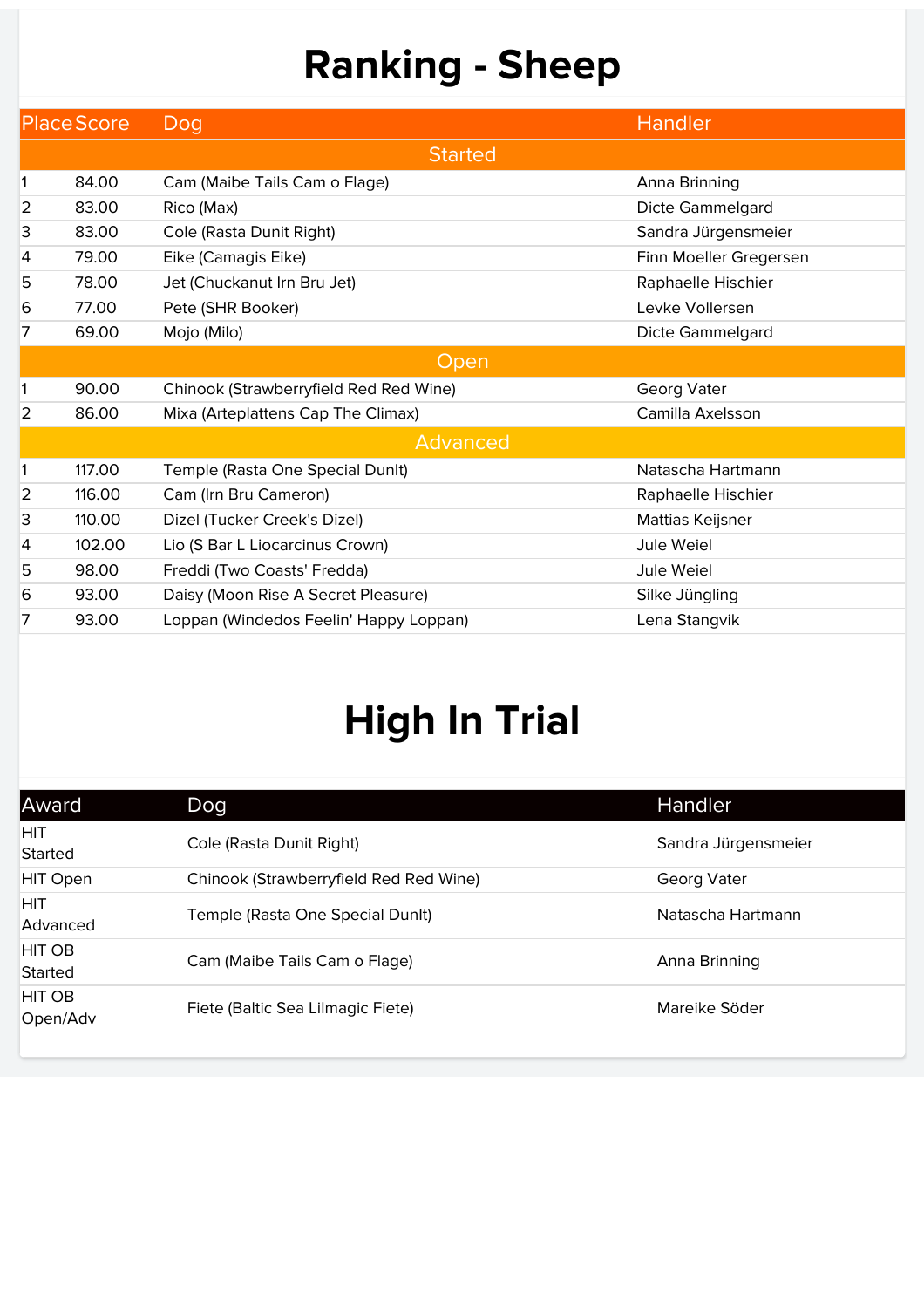# Ranking - Sheep

| Place | Score | Dog | Handler |
|---|---|---|---|
| **Started** | | | |
| 1 | 84.00 | Cam (Maibe Tails Cam o Flage) | Anna Brinning |
| 2 | 83.00 | Rico (Max) | Dicte Gammelgard |
| 3 | 83.00 | Cole (Rasta Dunit Right) | Sandra Jürgensmeier |
| 4 | 79.00 | Eike (Camagis Eike) | Finn Moeller Gregersen |
| 5 | 78.00 | Jet (Chuckanut Irn Bru Jet) | Raphaelle Hischier |
| 6 | 77.00 | Pete (SHR Booker) | Levke Vollersen |
| 7 | 69.00 | Mojo (Milo) | Dicte Gammelgard |
| **Open** | | | |
| 1 | 90.00 | Chinook (Strawberryfield Red Red Wine) | Georg Vater |
| 2 | 86.00 | Mixa (Arteplattens Cap The Climax) | Camilla Axelsson |
| **Advanced** | | | |
| 1 | 117.00 | Temple (Rasta One Special Dunlt) | Natascha Hartmann |
| 2 | 116.00 | Cam (Irn Bru Cameron) | Raphaelle Hischier |
| 3 | 110.00 | Dizel (Tucker Creek's Dizel) | Mattias Keijsner |
| 4 | 102.00 | Lio (S Bar L Liocarcinus Crown) | Jule Weiel |
| 5 | 98.00 | Freddi (Two Coasts' Fredda) | Jule Weiel |
| 6 | 93.00 | Daisy (Moon Rise A Secret Pleasure) | Silke Jüngling |
| 7 | 93.00 | Loppan (Windedos Feelin' Happy Loppan) | Lena Stangvik |

# High In Trial

| Award | Dog | Handler |
|---|---|---|
| HIT Started | Cole (Rasta Dunit Right) | Sandra Jürgensmeier |
| HIT Open | Chinook (Strawberryfield Red Red Wine) | Georg Vater |
| HIT Advanced | Temple (Rasta One Special Dunlt) | Natascha Hartmann |
| HIT OB Started | Cam (Maibe Tails Cam o Flage) | Anna Brinning |
| HIT OB Open/Adv | Fiete (Baltic Sea Lilmagic Fiete) | Mareike Söder |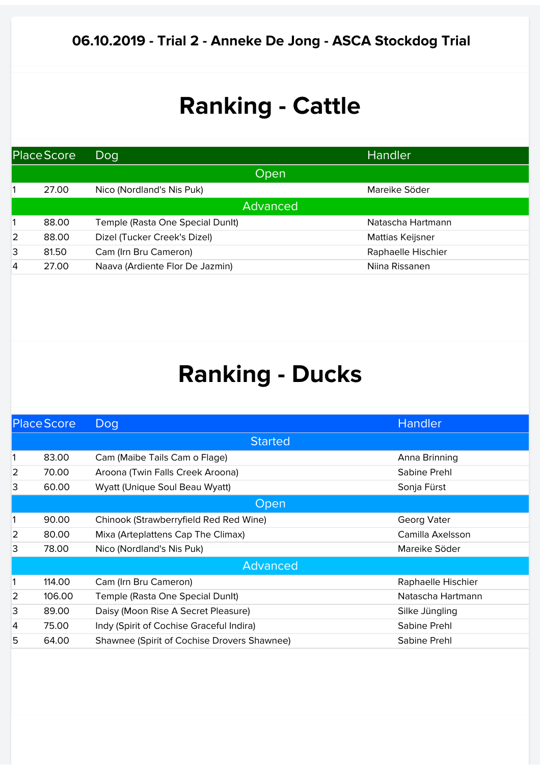### 06.10.2019 - Trial 2 - Anneke De Jong - ASCA Stockdog Trial

# Ranking - Cattle

| Place | Score | Dog | Handler |
|---|---|---|---|
| **Open** | | | |
| 1 | 27.00 | Nico (Nordland's Nis Puk) | Mareike Söder |
| **Advanced** | | | |
| 1 | 88.00 | Temple (Rasta One Special DunIt) | Natascha Hartmann |
| 2 | 88.00 | Dizel (Tucker Creek's Dizel) | Mattias Keijsner |
| 3 | 81.50 | Cam (Irn Bru Cameron) | Raphaelle Hischier |
| 4 | 27.00 | Naava (Ardiente Flor De Jazmin) | Niina Rissanen |

# Ranking - Ducks

| Place | Score | Dog | Handler |
|---|---|---|---|
| **Started** | | | |
| 1 | 83.00 | Cam (Maibe Tails Cam o Flage) | Anna Brinning |
| 2 | 70.00 | Aroona (Twin Falls Creek Aroona) | Sabine Prehl |
| 3 | 60.00 | Wyatt (Unique Soul Beau Wyatt) | Sonja Fürst |
| **Open** | | | |
| 1 | 90.00 | Chinook (Strawberryfield Red Red Wine) | Georg Vater |
| 2 | 80.00 | Mixa (Arteplattens Cap The Climax) | Camilla Axelsson |
| 3 | 78.00 | Nico (Nordland's Nis Puk) | Mareike Söder |
| **Advanced** | | | |
| 1 | 114.00 | Cam (Irn Bru Cameron) | Raphaelle Hischier |
| 2 | 106.00 | Temple (Rasta One Special DunIt) | Natascha Hartmann |
| 3 | 89.00 | Daisy (Moon Rise A Secret Pleasure) | Silke Jüngling |
| 4 | 75.00 | Indy (Spirit of Cochise Graceful Indira) | Sabine Prehl |
| 5 | 64.00 | Shawnee (Spirit of Cochise Drovers Shawnee) | Sabine Prehl |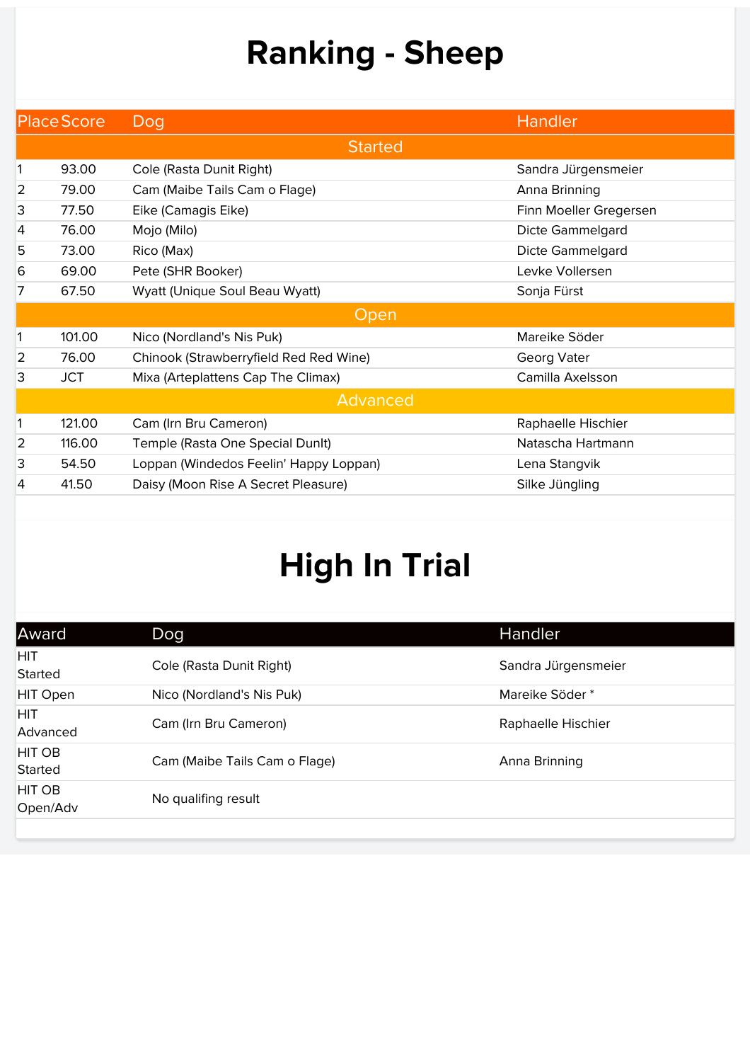# Ranking - Sheep

| Place | Score | Dog | Handler |
|---|---|---|---|
| **Started** | | | |
| 1 | 93.00 | Cole (Rasta Dunit Right) | Sandra Jürgensmeier |
| 2 | 79.00 | Cam (Maibe Tails Cam o Flage) | Anna Brinning |
| 3 | 77.50 | Eike (Camagis Eike) | Finn Moeller Gregersen |
| 4 | 76.00 | Mojo (Milo) | Dicte Gammelgard |
| 5 | 73.00 | Rico (Max) | Dicte Gammelgard |
| 6 | 69.00 | Pete (SHR Booker) | Levke Vollersen |
| 7 | 67.50 | Wyatt (Unique Soul Beau Wyatt) | Sonja Fürst |
| **Open** | | | |
| 1 | 101.00 | Nico (Nordland's Nis Puk) | Mareike Söder |
| 2 | 76.00 | Chinook (Strawberryfield Red Red Wine) | Georg Vater |
| 3 | JCT | Mixa (Arteplattens Cap The Climax) | Camilla Axelsson |
| **Advanced** | | | |
| 1 | 121.00 | Cam (Irn Bru Cameron) | Raphaelle Hischier |
| 2 | 116.00 | Temple (Rasta One Special DunIt) | Natascha Hartmann |
| 3 | 54.50 | Loppan (Windedos Feelin' Happy Loppan) | Lena Stangvik |
| 4 | 41.50 | Daisy (Moon Rise A Secret Pleasure) | Silke Jüngling |

# High In Trial

| Award | Dog | Handler |
|---|---|---|
| HIT Started | Cole (Rasta Dunit Right) | Sandra Jürgensmeier |
| HIT Open | Nico (Nordland's Nis Puk) | Mareike Söder * |
| HIT Advanced | Cam (Irn Bru Cameron) | Raphaelle Hischier |
| HIT OB Started | Cam (Maibe Tails Cam o Flage) | Anna Brinning |
| HIT OB Open/Adv | No qualifing result | |